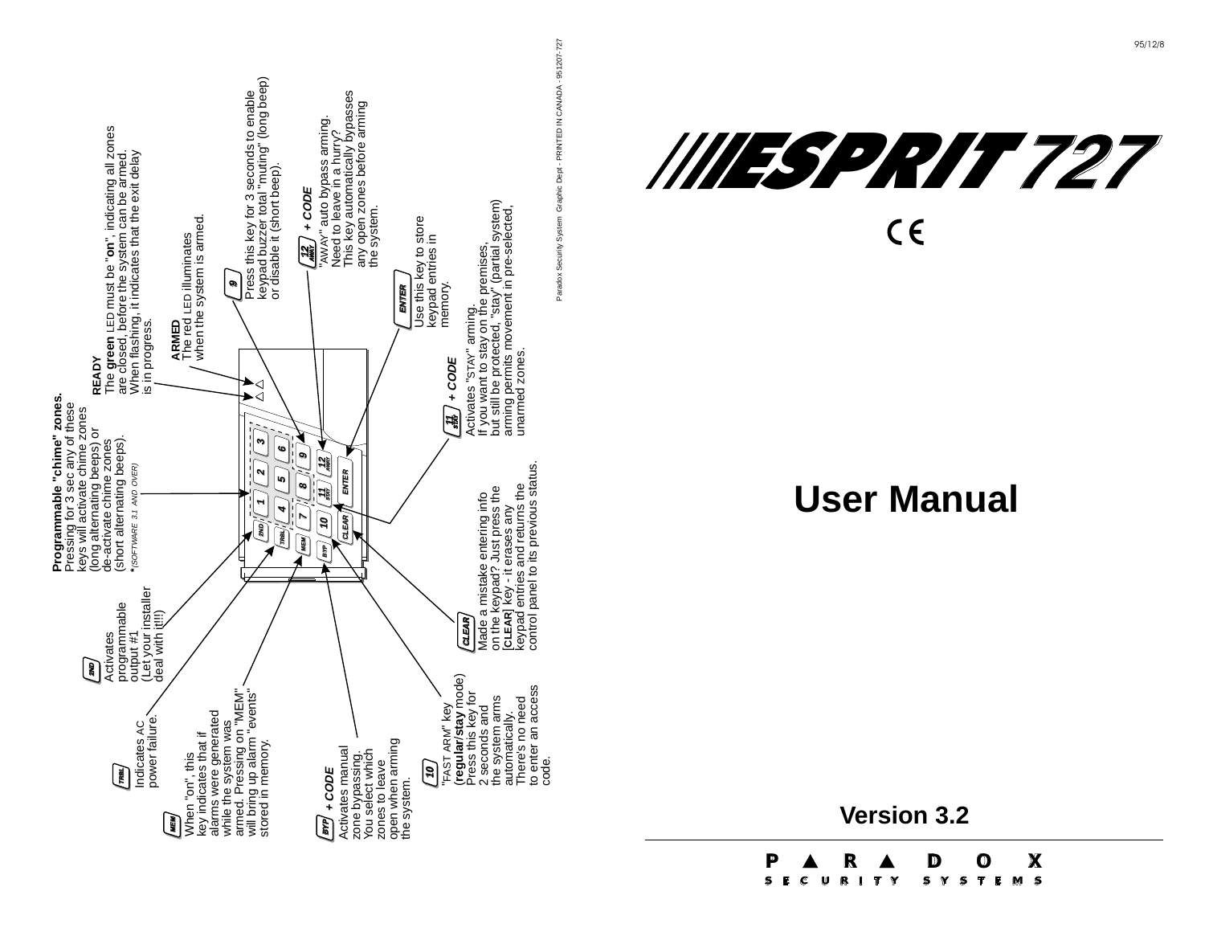95/12/8

# ESPRIT 727

CE

# User Manual

## Version 3.2

PARADOX SECURITY SYSTEMS

Paradox Security System Graphic Dept - PRINTED IN CANADA - 951207-727

**READY**
The **green** LED must be "**on**", indicating all zones are closed, before the system can be armed. When flashing, it indicates that the exit delay is in progress.

**ARMED**
The red LED illuminates when the system is armed.

**9**
Press this key for 3 seconds to enable keypad buzzer total "muting" (long beep) or disable it (short beep).

**12 AWAY + CODE**
"AWAY" auto bypass arming. Need to leave in a hurry? This key automatically bypasses any open zones before arming the system.

**ENTER**
Use this key to store keypad entries in memory.

**11 STAY + CODE**
Activates "STAY" arming. If you want to stay on the premises, but still be protected, "stay" (partial system) arming permits movement in pre-selected, unarmed zones.

**Programmable "chime" zones.**
Pressing for 3 sec any of these keys will activate chime zones (long alternating beeps) or de-activate chime zones (short alternating beeps).
*(SOFTWARE 3.1 AND OVER)*

**CLEAR**
Made a mistake entering info on the keypad? Just press the [**CLEAR**] key - it erases any keypad entries and returns the control panel to its previous status.

**2ND**
Activates programmable output #1 (Let your installer deal with it!!!)

**TRBL**
Indicates AC power failure.

**MEM**
When "on", this key indicates that if alarms were generated while the system was armed. Pressing on "MEM" will bring up alarm "events" stored in memory.

**BYP + CODE**
Activates manual zone bypassing. You select which zones to leave open when arming the system.

**10**
"FAST ARM" key (**regular**/**stay** mode) Press this key for 2 seconds and the system arms automatically. There's no need to enter an access code.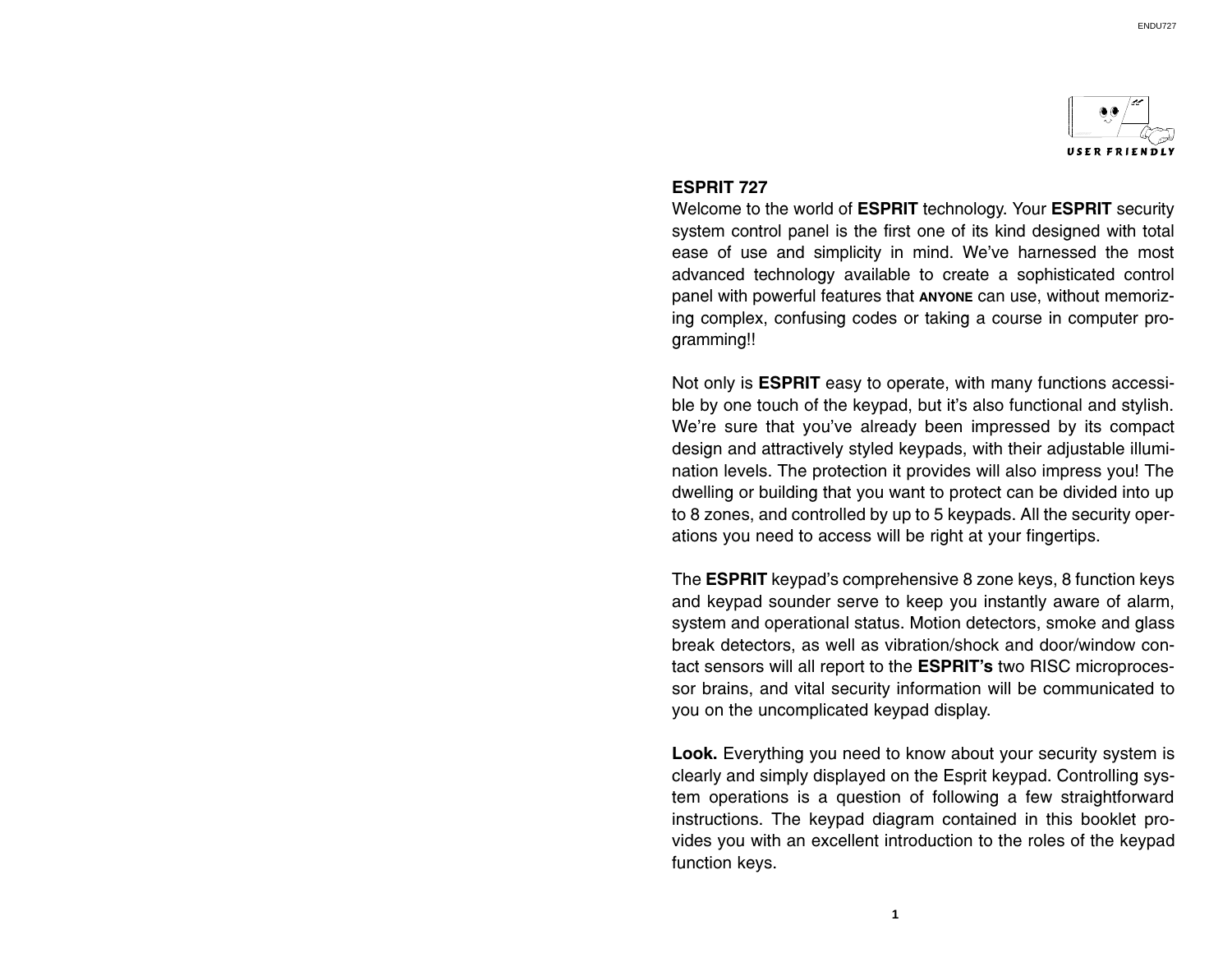## ESPRIT 727

Welcome to the world of **ESPRIT** technology. Your **ESPRIT** security system control panel is the first one of its kind designed with total ease of use and simplicity in mind. We've harnessed the most advanced technology available to create a sophisticated control panel with powerful features that **ANYONE** can use, without memorizing complex, confusing codes or taking a course in computer programming!!

Not only is **ESPRIT** easy to operate, with many functions accessible by one touch of the keypad, but it's also functional and stylish. We're sure that you've already been impressed by its compact design and attractively styled keypads, with their adjustable illumination levels. The protection it provides will also impress you! The dwelling or building that you want to protect can be divided into up to 8 zones, and controlled by up to 5 keypads. All the security operations you need to access will be right at your fingertips.

The **ESPRIT** keypad's comprehensive 8 zone keys, 8 function keys and keypad sounder serve to keep you instantly aware of alarm, system and operational status. Motion detectors, smoke and glass break detectors, as well as vibration/shock and door/window contact sensors will all report to the **ESPRIT's** two RISC microprocessor brains, and vital security information will be communicated to you on the uncomplicated keypad display.

**Look.** Everything you need to know about your security system is clearly and simply displayed on the Esprit keypad. Controlling system operations is a question of following a few straightforward instructions. The keypad diagram contained in this booklet provides you with an excellent introduction to the roles of the keypad function keys.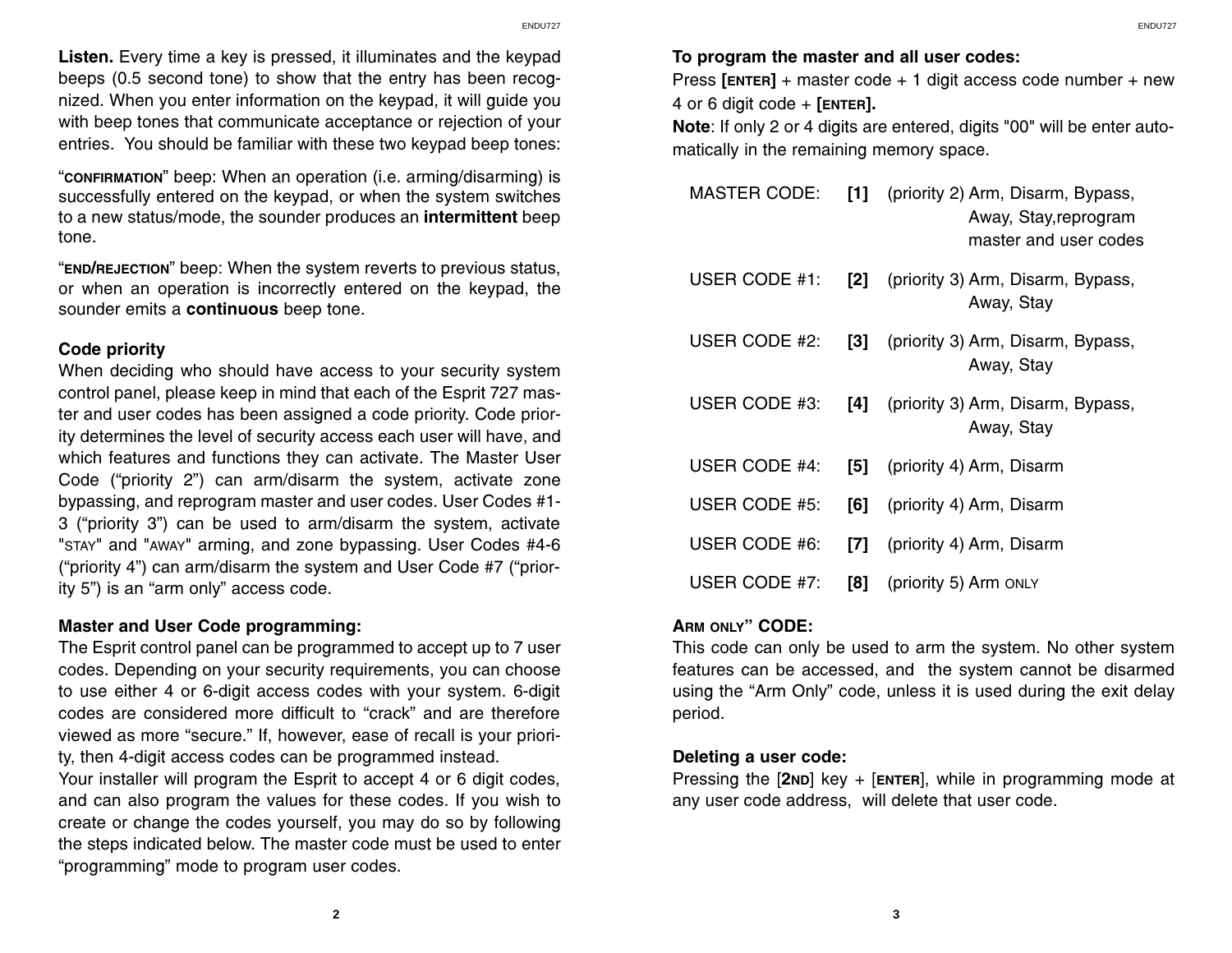**Listen.** Every time a key is pressed, it illuminates and the keypad beeps (0.5 second tone) to show that the entry has been recognized. When you enter information on the keypad, it will guide you with beep tones that communicate acceptance or rejection of your entries. You should be familiar with these two keypad beep tones:

"**CONFIRMATION**" beep: When an operation (i.e. arming/disarming) is successfully entered on the keypad, or when the system switches to a new status/mode, the sounder produces an **intermittent** beep tone.

"**END/REJECTION**" beep: When the system reverts to previous status, or when an operation is incorrectly entered on the keypad, the sounder emits a **continuous** beep tone.

### Code priority

When deciding who should have access to your security system control panel, please keep in mind that each of the Esprit 727 master and user codes has been assigned a code priority. Code priority determines the level of security access each user will have, and which features and functions they can activate. The Master User Code ("priority 2") can arm/disarm the system, activate zone bypassing, and reprogram master and user codes. User Codes #1-3 ("priority 3") can be used to arm/disarm the system, activate "STAY" and "AWAY" arming, and zone bypassing. User Codes #4-6 ("priority 4") can arm/disarm the system and User Code #7 ("priority 5") is an "arm only" access code.

### Master and User Code programming:

The Esprit control panel can be programmed to accept up to 7 user codes. Depending on your security requirements, you can choose to use either 4 or 6-digit access codes with your system. 6-digit codes are considered more difficult to "crack" and are therefore viewed as more "secure." If, however, ease of recall is your priority, then 4-digit access codes can be programmed instead.

Your installer will program the Esprit to accept 4 or 6 digit codes, and can also program the values for these codes. If you wish to create or change the codes yourself, you may do so by following the steps indicated below. The master code must be used to enter "programming" mode to program user codes.

### To program the master and all user codes:

Press **[ENTER]** + master code + 1 digit access code number + new 4 or 6 digit code + **[ENTER].**

**Note**: If only 2 or 4 digits are entered, digits "00" will be enter automatically in the remaining memory space.

| | | | |
|---|---|---|---|
| MASTER CODE: | **[1]** | (priority 2) | Arm, Disarm, Bypass, Away, Stay,reprogram master and user codes |
| USER CODE #1: | **[2]** | (priority 3) | Arm, Disarm, Bypass, Away, Stay |
| USER CODE #2: | **[3]** | (priority 3) | Arm, Disarm, Bypass, Away, Stay |
| USER CODE #3: | **[4]** | (priority 3) | Arm, Disarm, Bypass, Away, Stay |
| USER CODE #4: | **[5]** | (priority 4) | Arm, Disarm |
| USER CODE #5: | **[6]** | (priority 4) | Arm, Disarm |
| USER CODE #6: | **[7]** | (priority 4) | Arm, Disarm |
| USER CODE #7: | **[8]** | (priority 5) | Arm ONLY |

### ARM ONLY" CODE:

This code can only be used to arm the system. No other system features can be accessed, and the system cannot be disarmed using the "Arm Only" code, unless it is used during the exit delay period.

### Deleting a user code:

Pressing the [**2ND**] key + [**ENTER**], while in programming mode at any user code address, will delete that user code.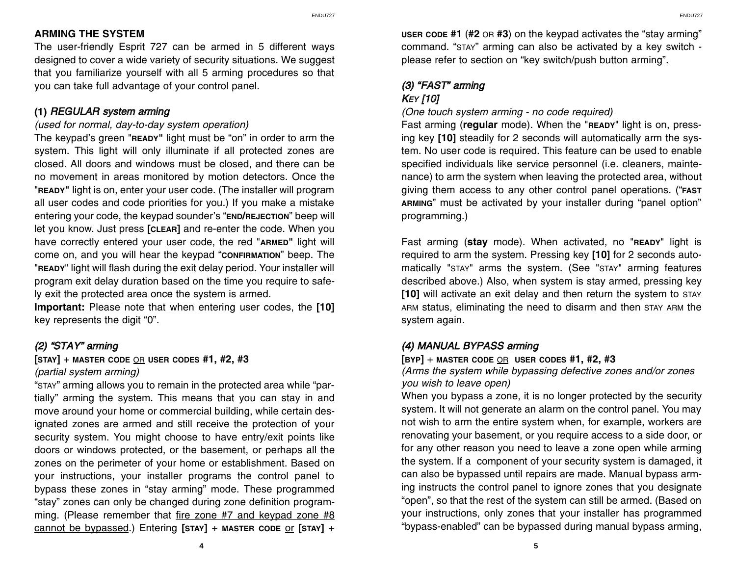## ARMING THE SYSTEM

The user-friendly Esprit 727 can be armed in 5 different ways designed to cover a wide variety of security situations. We suggest that you familiarize yourself with all 5 arming procedures so that you can take full advantage of your control panel.

### (1) *REGULAR system arming*

*(used for normal, day-to-day system operation)*

The keypad's green "**READY**" light must be "on" in order to arm the system. This light will only illuminate if all protected zones are closed. All doors and windows must be closed, and there can be no movement in areas monitored by motion detectors. Once the "**READY**" light is on, enter your user code. (The installer will program all user codes and code priorities for you.) If you make a mistake entering your code, the keypad sounder's "**END/REJECTION**" beep will let you know. Just press **[CLEAR]** and re-enter the code. When you have correctly entered your user code, the red "**ARMED**" light will come on, and you will hear the keypad "**CONFIRMATION**" beep. The "**READY**" light will flash during the exit delay period. Your installer will program exit delay duration based on the time you require to safely exit the protected area once the system is armed.

**Important:** Please note that when entering user codes, the **[10]** key represents the digit "0".

### *(2) "STAY" arming*

**[STAY]** + **MASTER CODE** OR **USER CODES #1, #2, #3**

*(partial system arming)*

"STAY" arming allows you to remain in the protected area while "partially" arming the system. This means that you can stay in and move around your home or commercial building, while certain designated zones are armed and still receive the protection of your security system. You might choose to have entry/exit points like doors or windows protected, or the basement, or perhaps all the zones on the perimeter of your home or establishment. Based on your instructions, your installer programs the control panel to bypass these zones in "stay arming" mode. These programmed "stay" zones can only be changed during zone definition programming. (Please remember that fire zone #7 and keypad zone #8 cannot be bypassed.) Entering **[STAY]** + **MASTER CODE** or **[STAY]** + **USER CODE #1** (**#2** OR **#3**) on the keypad activates the "stay arming" command. "STAY" arming can also be activated by a key switch - please refer to section on "key switch/push button arming".

### *(3) "FAST" arming*

*KEY [10]*

*(One touch system arming - no code required)*

Fast arming (**regular** mode). When the "**READY**" light is on, pressing key **[10]** steadily for 2 seconds will automatically arm the system. No user code is required. This feature can be used to enable specified individuals like service personnel (i.e. cleaners, maintenance) to arm the system when leaving the protected area, without giving them access to any other control panel operations. ("**FAST ARMING**" must be activated by your installer during "panel option" programming.)

Fast arming (**stay** mode). When activated, no "**READY**" light is required to arm the system. Pressing key **[10]** for 2 seconds automatically "STAY" arms the system. (See "STAY" arming features described above.) Also, when system is stay armed, pressing key **[10]** will activate an exit delay and then return the system to STAY ARM status, eliminating the need to disarm and then STAY ARM the system again.

### *(4) MANUAL BYPASS arming*

**[BYP]** + **MASTER CODE** OR **USER CODES #1, #2, #3**

*(Arms the system while bypassing defective zones and/or zones you wish to leave open)*

When you bypass a zone, it is no longer protected by the security system. It will not generate an alarm on the control panel. You may not wish to arm the entire system when, for example, workers are renovating your basement, or you require access to a side door, or for any other reason you need to leave a zone open while arming the system. If a component of your security system is damaged, it can also be bypassed until repairs are made. Manual bypass arming instructs the control panel to ignore zones that you designate "open", so that the rest of the system can still be armed. (Based on your instructions, only zones that your installer has programmed "bypass-enabled" can be bypassed during manual bypass arming,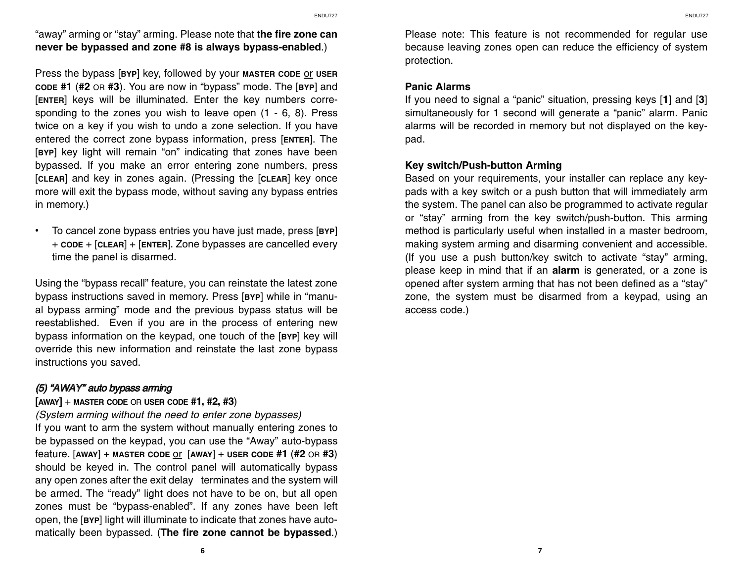"away" arming or "stay" arming. Please note that **the fire zone can never be bypassed and zone #8 is always bypass-enabled**.)

Press the bypass [**BYP**] key, followed by your **MASTER CODE** or **USER CODE #1** (**#2** OR **#3**). You are now in "bypass" mode. The [**BYP**] and [**ENTER**] keys will be illuminated. Enter the key numbers corresponding to the zones you wish to leave open (1 - 6, 8). Press twice on a key if you wish to undo a zone selection. If you have entered the correct zone bypass information, press [**ENTER**]. The [**BYP**] key light will remain "on" indicating that zones have been bypassed. If you make an error entering zone numbers, press [**CLEAR**] and key in zones again. (Pressing the [**CLEAR**] key once more will exit the bypass mode, without saving any bypass entries in memory.)

- To cancel zone bypass entries you have just made, press [**BYP**] + **CODE** + [**CLEAR**] + [**ENTER**]. Zone bypasses are cancelled every time the panel is disarmed.

Using the "bypass recall" feature, you can reinstate the latest zone bypass instructions saved in memory. Press [**BYP**] while in "manual bypass arming" mode and the previous bypass status will be reestablished. Even if you are in the process of entering new bypass information on the keypad, one touch of the [**BYP**] key will override this new information and reinstate the last zone bypass instructions you saved.

### *(5) "AWAY" auto bypass arming*

**[AWAY]** + **MASTER CODE** OR **USER CODE #1, #2, #3**)

*(System arming without the need to enter zone bypasses)*

If you want to arm the system without manually entering zones to be bypassed on the keypad, you can use the "Away" auto-bypass feature. [**AWAY**] + **MASTER CODE** or [**AWAY**] + **USER CODE #1** (**#2** OR **#3**) should be keyed in. The control panel will automatically bypass any open zones after the exit delay terminates and the system will be armed. The "ready" light does not have to be on, but all open zones must be "bypass-enabled". If any zones have been left open, the [**BYP**] light will illuminate to indicate that zones have automatically been bypassed. (**The fire zone cannot be bypassed**.)

Please note: This feature is not recommended for regular use because leaving zones open can reduce the efficiency of system protection.

### Panic Alarms

If you need to signal a "panic" situation, pressing keys [**1**] and [**3**] simultaneously for 1 second will generate a "panic" alarm. Panic alarms will be recorded in memory but not displayed on the keypad.

### Key switch/Push-button Arming

Based on your requirements, your installer can replace any keypads with a key switch or a push button that will immediately arm the system. The panel can also be programmed to activate regular or "stay" arming from the key switch/push-button. This arming method is particularly useful when installed in a master bedroom, making system arming and disarming convenient and accessible. (If you use a push button/key switch to activate "stay" arming, please keep in mind that if an **alarm** is generated, or a zone is opened after system arming that has not been defined as a "stay" zone, the system must be disarmed from a keypad, using an access code.)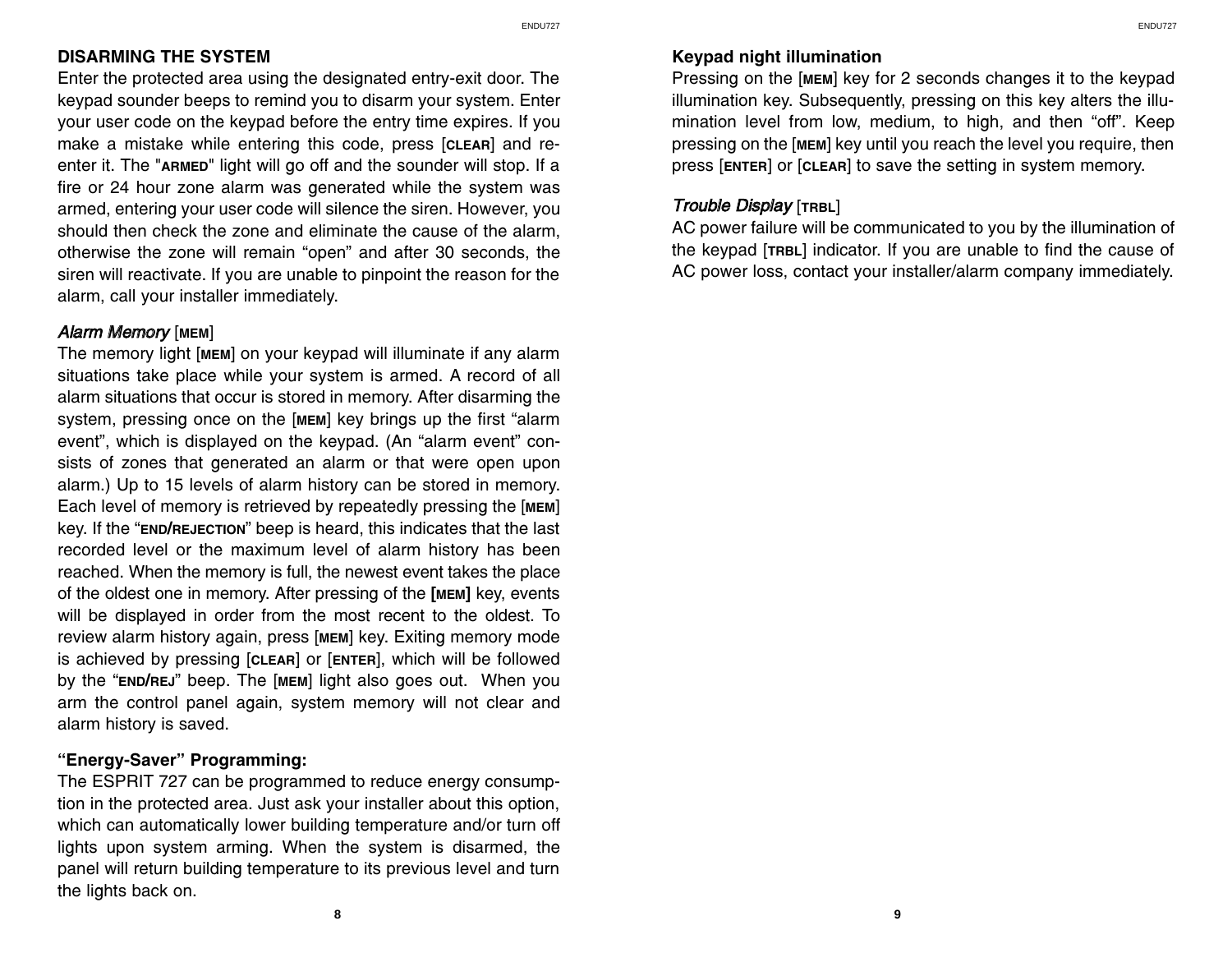## DISARMING THE SYSTEM

Enter the protected area using the designated entry-exit door. The keypad sounder beeps to remind you to disarm your system. Enter your user code on the keypad before the entry time expires. If you make a mistake while entering this code, press [CLEAR] and re-enter it. The "ARMED" light will go off and the sounder will stop. If a fire or 24 hour zone alarm was generated while the system was armed, entering your user code will silence the siren. However, you should then check the zone and eliminate the cause of the alarm, otherwise the zone will remain "open" and after 30 seconds, the siren will reactivate. If you are unable to pinpoint the reason for the alarm, call your installer immediately.

### *Alarm Memory* [MEM]

The memory light [MEM] on your keypad will illuminate if any alarm situations take place while your system is armed. A record of all alarm situations that occur is stored in memory. After disarming the system, pressing once on the [MEM] key brings up the first "alarm event", which is displayed on the keypad. (An "alarm event" consists of zones that generated an alarm or that were open upon alarm.) Up to 15 levels of alarm history can be stored in memory. Each level of memory is retrieved by repeatedly pressing the [MEM] key. If the "END/REJECTION" beep is heard, this indicates that the last recorded level or the maximum level of alarm history has been reached. When the memory is full, the newest event takes the place of the oldest one in memory. After pressing of the **[MEM]** key, events will be displayed in order from the most recent to the oldest. To review alarm history again, press [MEM] key. Exiting memory mode is achieved by pressing [CLEAR] or [ENTER], which will be followed by the "END/REJ" beep. The [MEM] light also goes out. When you arm the control panel again, system memory will not clear and alarm history is saved.

### "Energy-Saver" Programming:

The ESPRIT 727 can be programmed to reduce energy consumption in the protected area. Just ask your installer about this option, which can automatically lower building temperature and/or turn off lights upon system arming. When the system is disarmed, the panel will return building temperature to its previous level and turn the lights back on.

### Keypad night illumination

Pressing on the [MEM] key for 2 seconds changes it to the keypad illumination key. Subsequently, pressing on this key alters the illumination level from low, medium, to high, and then "off". Keep pressing on the [MEM] key until you reach the level you require, then press [ENTER] or [CLEAR] to save the setting in system memory.

### *Trouble Display* [TRBL]

AC power failure will be communicated to you by the illumination of the keypad [TRBL] indicator. If you are unable to find the cause of AC power loss, contact your installer/alarm company immediately.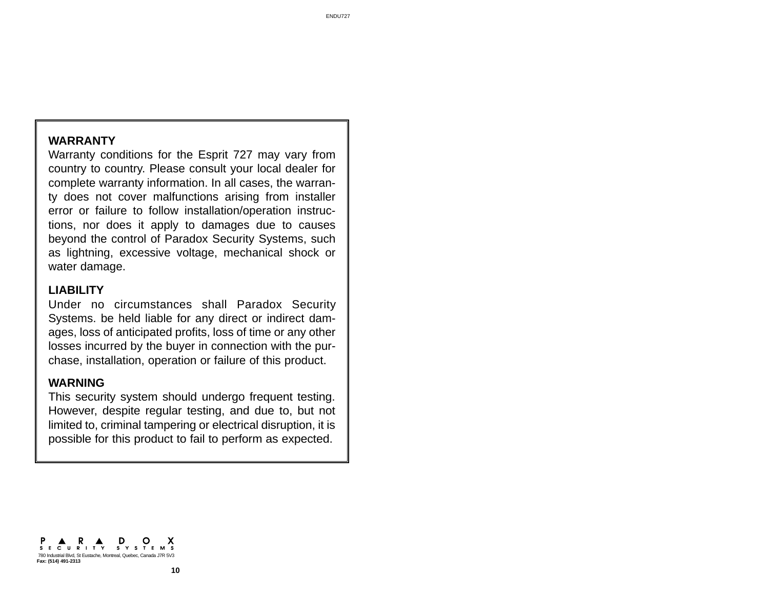## WARRANTY

Warranty conditions for the Esprit 727 may vary from country to country. Please consult your local dealer for complete warranty information. In all cases, the warranty does not cover malfunctions arising from installer error or failure to follow installation/operation instructions, nor does it apply to damages due to causes beyond the control of Paradox Security Systems, such as lightning, excessive voltage, mechanical shock or water damage.

## LIABILITY

Under no circumstances shall Paradox Security Systems. be held liable for any direct or indirect damages, loss of anticipated profits, loss of time or any other losses incurred by the buyer in connection with the purchase, installation, operation or failure of this product.

## WARNING

This security system should undergo frequent testing. However, despite regular testing, and due to, but not limited to, criminal tampering or electrical disruption, it is possible for this product to fail to perform as expected.

PARADOX SECURITY SYSTEMS

780 Industrial Blvd, St Eustache, Montreal, Quebec, Canada J7R 5V3

**Fax: (514) 491-2313**